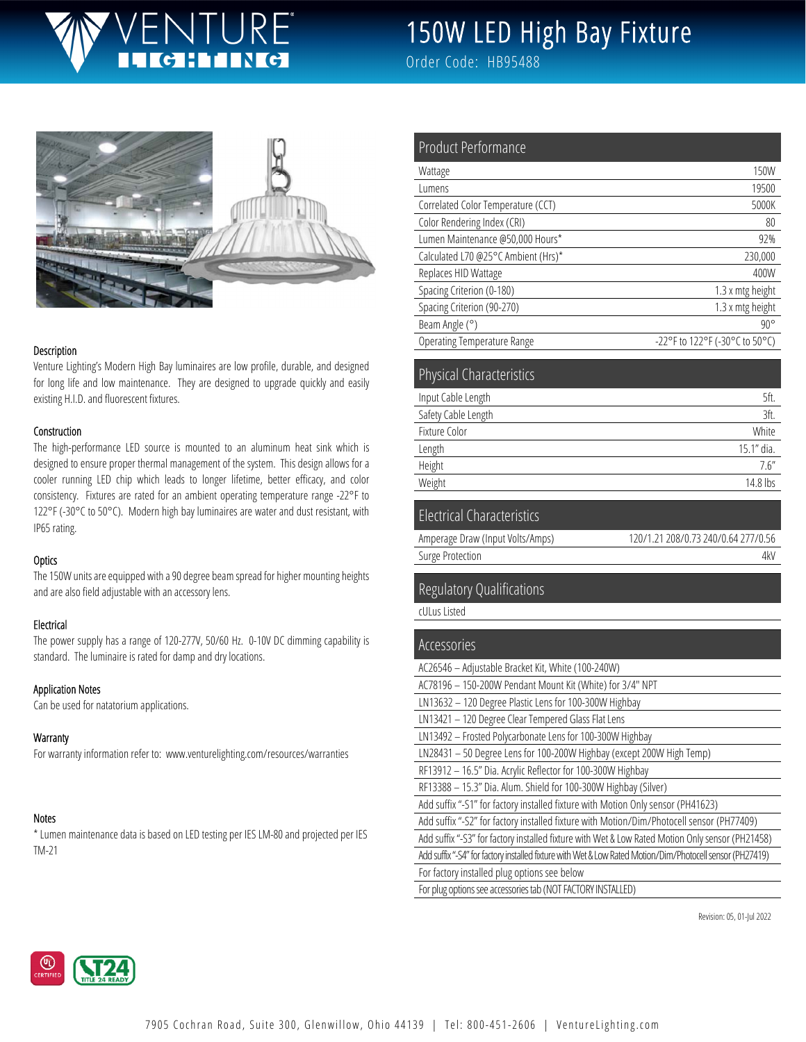# 150W LED High Bay Fixture

Order Code: HB95488

## Description

Venture Lighting's Modern High Bay luminaires are low profile, durable, and designed for long life and low maintenance. They are designed to upgrade quickly and easily existing H.I.D. and fluorescent fixtures.

## Construction

The high-performance LED source is mounted to an aluminum heat sink which is designed to ensure proper thermal management of the system. This design allows for a cooler running LED chip which leads to longer lifetime, better efficacy, and color consistency. Fixtures are rated for an ambient operating temperature range -22°F to 122°F (-30°C to 50°C). Modern high bay luminaires are water and dust resistant, with IP65 rating.

## Optics

The 150W units are equipped with a 90 degree beam spread for higher mounting heights and are also field adjustable with an accessory lens.

## Electrical

The power supply has a range of 120-277V, 50/60 Hz. 0-10V DC dimming capability is standard. The luminaire is rated for damp and dry locations.

## Application Notes

Can be used for natatorium applications.

## Warranty

For warranty information refer to: www.venturelighting.com/resources/warranties

## Notes

* Lumen maintenance data is based on LED testing per IES LM-80 and projected per IES TM-21

## Product Performance

| | |
|---|---|
| Wattage | 150W |
| Lumens | 19500 |
| Correlated Color Temperature (CCT) | 5000K |
| Color Rendering Index (CRI) | 80 |
| Lumen Maintenance @50,000 Hours* | 92% |
| Calculated L70 @25°C Ambient (Hrs)* | 230,000 |
| Replaces HID Wattage | 400W |
| Spacing Criterion (0-180) | 1.3 x mtg height |
| Spacing Criterion (90-270) | 1.3 x mtg height |
| Beam Angle (°) | 90° |
| Operating Temperature Range | -22°F to 122°F (-30°C to 50°C) |

## Physical Characteristics

| | |
|---|---|
| Input Cable Length | 5ft. |
| Safety Cable Length | 3ft. |
| Fixture Color | White |
| Length | 15.1" dia. |
| Height | 7.6" |
| Weight | 14.8 lbs |

## Electrical Characteristics

| | |
|---|---|
| Amperage Draw (Input Volts/Amps) | 120/1.21 208/0.73 240/0.64 277/0.56 |
| Surge Protection | 4kV |

## Regulatory Qualifications

cULus Listed

## Accessories

- AC26546 – Adjustable Bracket Kit, White (100-240W)
- AC78196 – 150-200W Pendant Mount Kit (White) for 3/4" NPT
- LN13632 – 120 Degree Plastic Lens for 100-300W Highbay
- LN13421 – 120 Degree Clear Tempered Glass Flat Lens
- LN13492 – Frosted Polycarbonate Lens for 100-300W Highbay
- LN28431 – 50 Degree Lens for 100-200W Highbay (except 200W High Temp)
- RF13912 – 16.5" Dia. Acrylic Reflector for 100-300W Highbay
- RF13388 – 15.3" Dia. Alum. Shield for 100-300W Highbay (Silver)
- Add suffix "-S1" for factory installed fixture with Motion Only sensor (PH41623)
- Add suffix "-S2" for factory installed fixture with Motion/Dim/Photocell sensor (PH77409)
- Add suffix "-S3" for factory installed fixture with Wet & Low Rated Motion Only sensor (PH21458)
- Add suffix "-S4" for factory installed fixture with Wet & Low Rated Motion/Dim/Photocell sensor (PH27419)
- For factory installed plug options see below
- For plug options see accessories tab (NOT FACTORY INSTALLED)

Revision: 05, 01-Jul 2022

7905 Cochran Road, Suite 300, Glenwillow, Ohio 44139 | Tel: 800-451-2606 | VentureLighting.com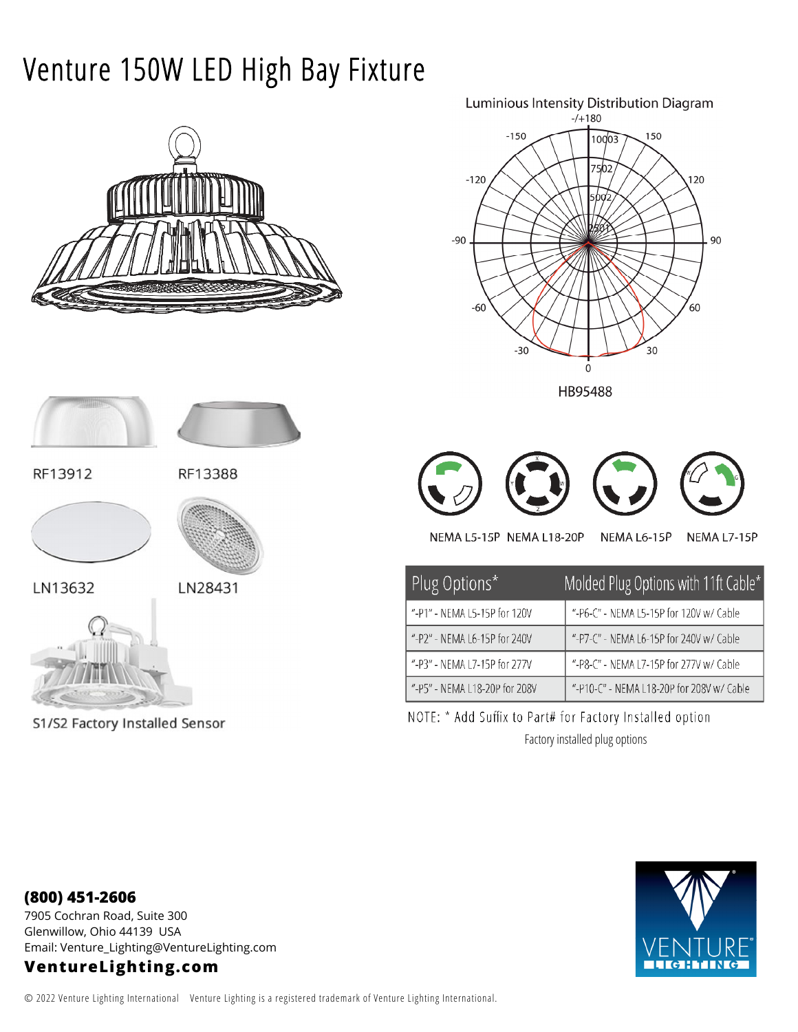# Venture 150W LED High Bay Fixture

Luminious Intensity Distribution Diagram

-/+180
-150
150
10003
7502
-120
120
5002
2501
-90
90
-60
60
-30
30
0

HB95488

RF13912

RF13388

LN13632

LN28431

S1/S2 Factory Installed Sensor

NEMA L5-15P NEMA L18-20P NEMA L6-15P NEMA L7-15P

| Plug Options* | Molded Plug Options with 11ft Cable* |
|---|---|
| "-P1" - NEMA L5-15P for 120V | "-P6-C" - NEMA L5-15P for 120V w/ Cable |
| "-P2" - NEMA L6-15P for 240V | "-P7-C" - NEMA L6-15P for 240V w/ Cable |
| "-P3" - NEMA L7-15P for 277V | "-P8-C" - NEMA L7-15P for 277V w/ Cable |
| "-P5" - NEMA L18-20P for 208V | "-P10-C" - NEMA L18-20P for 208V w/ Cable |

NOTE: * Add Suffix to Part# for Factory Installed option

Factory installed plug options

**(800) 451-2606**
7905 Cochran Road, Suite 300
Glenwillow, Ohio 44139 USA
Email: Venture_Lighting@VentureLighting.com
**VentureLighting.com**

VENTURE® LIGHTING

© 2022 Venture Lighting International Venture Lighting is a registered trademark of Venture Lighting International.